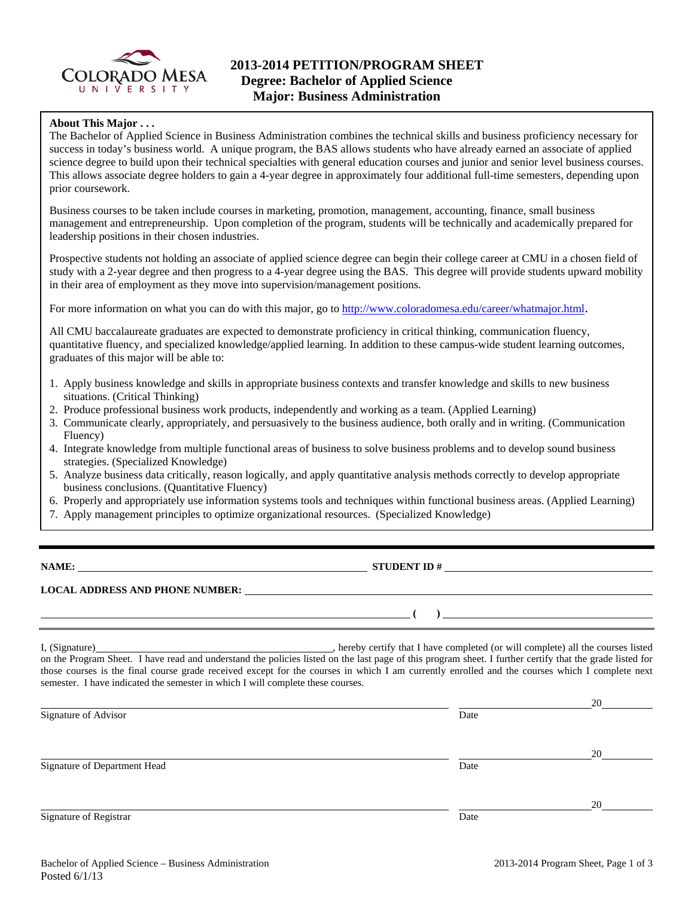# 2013-2014 PETITION/PROGRAM SHEET
## Degree: Bachelor of Applied Science
## Major: Business Administration

**About This Major . . .**

The Bachelor of Applied Science in Business Administration combines the technical skills and business proficiency necessary for success in today's business world. A unique program, the BAS allows students who have already earned an associate of applied science degree to build upon their technical specialties with general education courses and junior and senior level business courses. This allows associate degree holders to gain a 4-year degree in approximately four additional full-time semesters, depending upon prior coursework.

Business courses to be taken include courses in marketing, promotion, management, accounting, finance, small business management and entrepreneurship. Upon completion of the program, students will be technically and academically prepared for leadership positions in their chosen industries.

Prospective students not holding an associate of applied science degree can begin their college career at CMU in a chosen field of study with a 2-year degree and then progress to a 4-year degree using the BAS. This degree will provide students upward mobility in their area of employment as they move into supervision/management positions.

For more information on what you can do with this major, go to http://www.coloradomesa.edu/career/whatmajor.html.

All CMU baccalaureate graduates are expected to demonstrate proficiency in critical thinking, communication fluency, quantitative fluency, and specialized knowledge/applied learning. In addition to these campus-wide student learning outcomes, graduates of this major will be able to:

1. Apply business knowledge and skills in appropriate business contexts and transfer knowledge and skills to new business situations. (Critical Thinking)
2. Produce professional business work products, independently and working as a team. (Applied Learning)
3. Communicate clearly, appropriately, and persuasively to the business audience, both orally and in writing. (Communication Fluency)
4. Integrate knowledge from multiple functional areas of business to solve business problems and to develop sound business strategies. (Specialized Knowledge)
5. Analyze business data critically, reason logically, and apply quantitative analysis methods correctly to develop appropriate business conclusions. (Quantitative Fluency)
6. Properly and appropriately use information systems tools and techniques within functional business areas. (Applied Learning)
7. Apply management principles to optimize organizational resources. (Specialized Knowledge)

---

**NAME:** ______________________________ **STUDENT ID #** ______________________________

**LOCAL ADDRESS AND PHONE NUMBER:** ______________________________

______________________________ **( )** ______________________________

---

I, (Signature)______________________________, hereby certify that I have completed (or will complete) all the courses listed on the Program Sheet. I have read and understand the policies listed on the last page of this program sheet. I further certify that the grade listed for those courses is the final course grade received except for the courses in which I am currently enrolled and the courses which I complete next semester. I have indicated the semester in which I will complete these courses.

______________________________ ______________20______
Signature of Advisor Date

______________________________ ______________20______
Signature of Department Head Date

______________________________ ______________20______
Signature of Registrar Date

Bachelor of Applied Science – Business Administration
Posted 6/1/13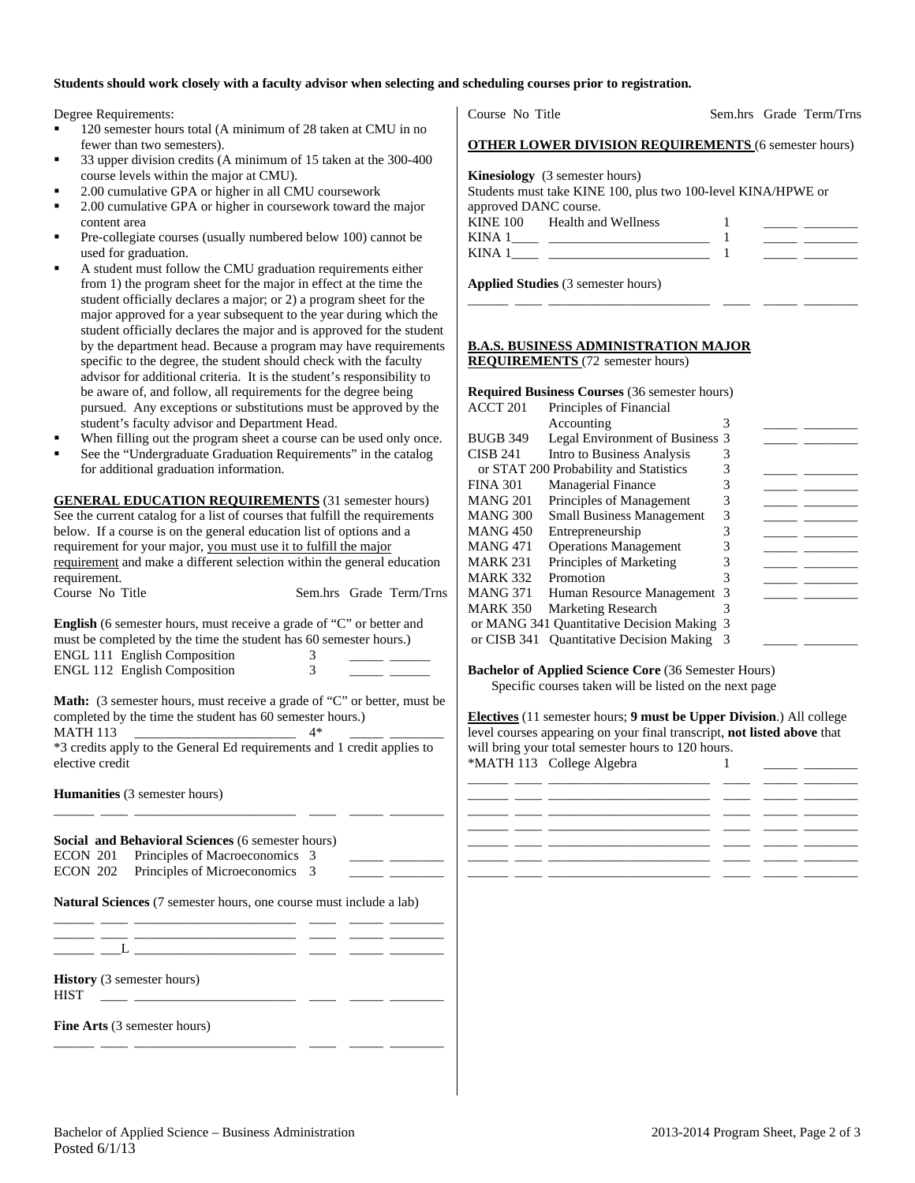**Students should work closely with a faculty advisor when selecting and scheduling courses prior to registration.**

Degree Requirements:

- 120 semester hours total (A minimum of 28 taken at CMU in no fewer than two semesters).
- 33 upper division credits (A minimum of 15 taken at the 300-400 course levels within the major at CMU).
- 2.00 cumulative GPA or higher in all CMU coursework
- 2.00 cumulative GPA or higher in coursework toward the major content area
- Pre-collegiate courses (usually numbered below 100) cannot be used for graduation.
- A student must follow the CMU graduation requirements either from 1) the program sheet for the major in effect at the time the student officially declares a major; or 2) a program sheet for the major approved for a year subsequent to the year during which the student officially declares the major and is approved for the student by the department head. Because a program may have requirements specific to the degree, the student should check with the faculty advisor for additional criteria. It is the student's responsibility to be aware of, and follow, all requirements for the degree being pursued. Any exceptions or substitutions must be approved by the student's faculty advisor and Department Head.
- When filling out the program sheet a course can be used only once.
- See the "Undergraduate Graduation Requirements" in the catalog for additional graduation information.

**GENERAL EDUCATION REQUIREMENTS** (31 semester hours) See the current catalog for a list of courses that fulfill the requirements below. If a course is on the general education list of options and a requirement for your major, you must use it to fulfill the major requirement and make a different selection within the general education requirement.

| Course No | Title | Sem.hrs | Grade | Term/Trns |
|---|---|---|---|---|

**English** (6 semester hours, must receive a grade of "C" or better and must be completed by the time the student has 60 semester hours.)

| Course No | Title | Sem.hrs | Grade | Term/Trns |
|---|---|---|---|---|
| ENGL 111 | English Composition | 3 | _____ | ______ |
| ENGL 112 | English Composition | 3 | _____ | ______ |

**Math:** (3 semester hours, must receive a grade of "C" or better, must be completed by the time the student has 60 semester hours.)

| Course No | Title | Sem.hrs | Grade | Term/Trns |
|---|---|---|---|---|
| MATH 113 | ________________________ | 4* | _____ | ________ |

*3 credits apply to the General Ed requirements and 1 credit applies to elective credit

**Humanities** (3 semester hours)

| Course No | Title | Sem.hrs | Grade | Term/Trns |
|---|---|---|---|---|
| ______ ____ | ________________________ | ____ | _____ | ________ |

**Social and Behavioral Sciences** (6 semester hours)

| Course No | Title | Sem.hrs | Grade | Term/Trns |
|---|---|---|---|---|
| ECON 201 | Principles of Macroeconomics | 3 | _____ | ________ |
| ECON 202 | Principles of Microeconomics | 3 | _____ | ________ |

**Natural Sciences** (7 semester hours, one course must include a lab)

| Course No | Title | Sem.hrs | Grade | Term/Trns |
|---|---|---|---|---|
| ______ ____ | ________________________ | ____ | _____ | ________ |
| ______ ____ | ________________________ | ____ | _____ | ________ |
| ______ ___L | ________________________ | ____ | _____ | ________ |

**History** (3 semester hours)

| Course No | Title | Sem.hrs | Grade | Term/Trns |
|---|---|---|---|---|
| HIST ____ | ________________________ | ____ | _____ | ________ |

**Fine Arts** (3 semester hours)

| Course No | Title | Sem.hrs | Grade | Term/Trns |
|---|---|---|---|---|
| ______ ____ | ________________________ | ____ | _____ | ________ |

**OTHER LOWER DIVISION REQUIREMENTS** (6 semester hours)

**Kinesiology** (3 semester hours)
Students must take KINE 100, plus two 100-level KINA/HPWE or approved DANC course.

| Course No | Title | Sem.hrs | Grade | Term/Trns |
|---|---|---|---|---|
| KINE 100 | Health and Wellness | 1 | _____ | ________ |
| KINA 1____ | ________________________ | 1 | _____ | ________ |
| KINA 1____ | ________________________ | 1 | _____ | ________ |

**Applied Studies** (3 semester hours)

| Course No | Title | Sem.hrs | Grade | Term/Trns |
|---|---|---|---|---|
| ______ ____ | ________________________ | ____ | _____ | ________ |

**B.A.S. BUSINESS ADMINISTRATION MAJOR REQUIREMENTS** (72 semester hours)

**Required Business Courses** (36 semester hours)

| Course No | Title | Sem.hrs | Grade | Term/Trns |
|---|---|---|---|---|
| ACCT 201 | Principles of Financial Accounting | 3 | _____ | ________ |
| BUGB 349 | Legal Environment of Business | 3 | _____ | ________ |
| CISB 241 | Intro to Business Analysis | 3 | | |
| or STAT 200 | Probability and Statistics | 3 | _____ | ________ |
| FINA 301 | Managerial Finance | 3 | _____ | ________ |
| MANG 201 | Principles of Management | 3 | _____ | ________ |
| MANG 300 | Small Business Management | 3 | _____ | ________ |
| MANG 450 | Entrepreneurship | 3 | _____ | ________ |
| MANG 471 | Operations Management | 3 | _____ | ________ |
| MARK 231 | Principles of Marketing | 3 | _____ | ________ |
| MARK 332 | Promotion | 3 | _____ | ________ |
| MANG 371 | Human Resource Management | 3 | _____ | ________ |
| MARK 350 | Marketing Research | 3 | | |
| or MANG 341 | Quantitative Decision Making | 3 | | |
| or CISB 341 | Quantitative Decision Making | 3 | _____ | ________ |

**Bachelor of Applied Science Core** (36 Semester Hours)
Specific courses taken will be listed on the next page

**Electives** (11 semester hours; **9 must be Upper Division**.) All college level courses appearing on your final transcript, **not listed above** that will bring your total semester hours to 120 hours.

| Course No | Title | Sem.hrs | Grade | Term/Trns |
|---|---|---|---|---|
| *MATH 113 | College Algebra | 1 | _____ | ________ |
| ______ ____ | ________________________ | ____ | _____ | ________ |
| ______ ____ | ________________________ | ____ | _____ | ________ |
| ______ ____ | ________________________ | ____ | _____ | ________ |
| ______ ____ | ________________________ | ____ | _____ | ________ |
| ______ ____ | ________________________ | ____ | _____ | ________ |
| ______ ____ | ________________________ | ____ | _____ | ________ |
| ______ ____ | ________________________ | ____ | _____ | ________ |

Bachelor of Applied Science – Business Administration
Posted 6/1/13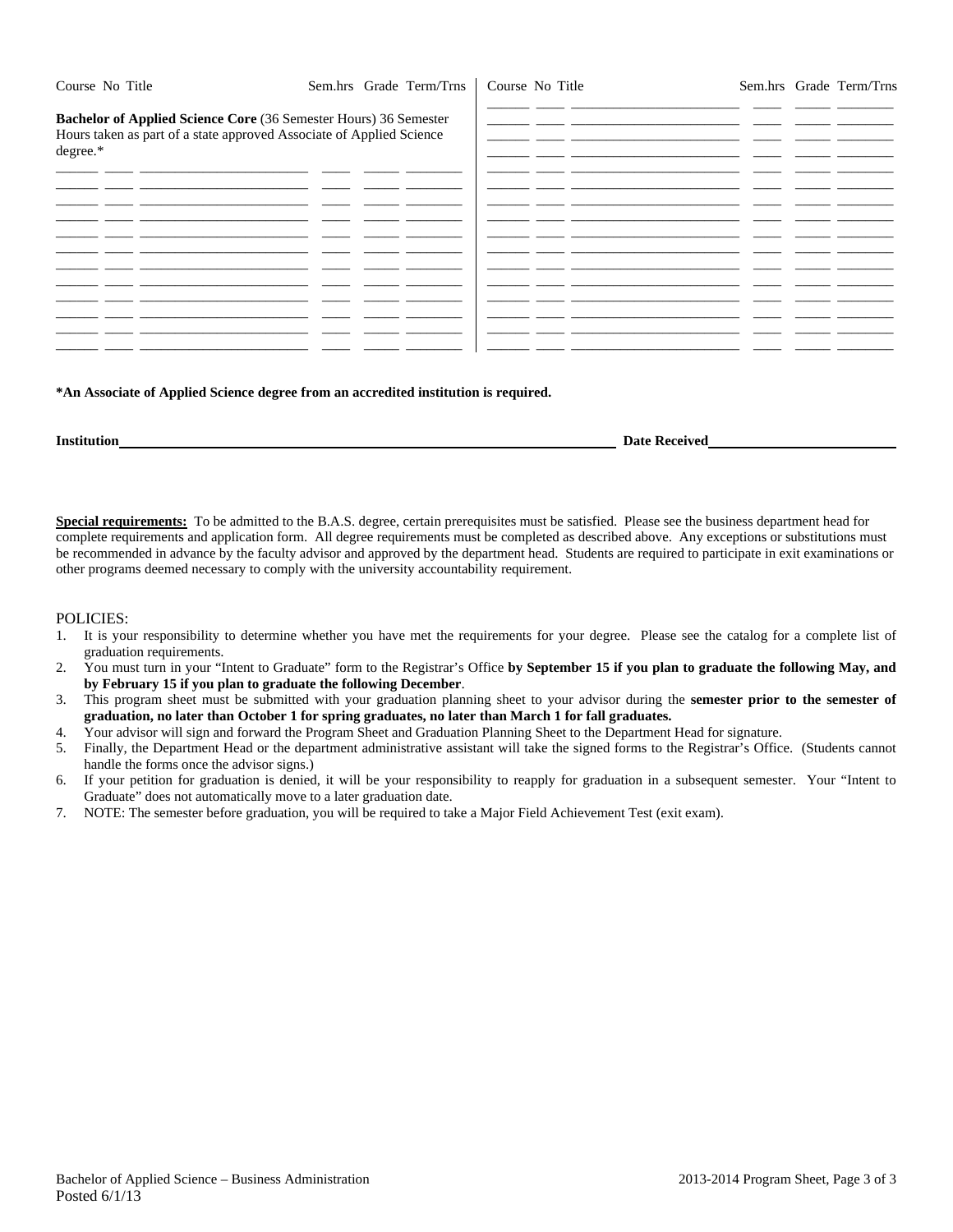| Course | No | Title | Sem.hrs | Grade | Term/Trns | Course | No | Title | Sem.hrs | Grade | Term/Trns |
|---|---|---|---|---|---|---|---|---|---|---|---|
| **Bachelor of Applied Science Core** (36 Semester Hours) 36 Semester Hours taken as part of a state approved Associate of Applied Science degree.* | | | | | | | | | | | |
| | | | | | | | | | | | |
| | | | | | | | | | | | |
| | | | | | | | | | | | |
| | | | | | | | | | | | |
| | | | | | | | | | | | |
| | | | | | | | | | | | |
| | | | | | | | | | | | |
| | | | | | | | | | | | |
| | | | | | | | | | | | |
| | | | | | | | | | | | |
| | | | | | | | | | | | |
| | | | | | | | | | | | |

**\*An Associate of Applied Science degree from an accredited institution is required.**

**Institution**\_\_\_\_\_\_\_\_\_\_\_\_\_\_\_\_\_\_\_\_\_\_\_\_\_\_\_\_\_\_\_\_ **Date Received**\_\_\_\_\_\_\_\_\_\_\_\_\_\_\_\_

**Special requirements:** To be admitted to the B.A.S. degree, certain prerequisites must be satisfied. Please see the business department head for complete requirements and application form. All degree requirements must be completed as described above. Any exceptions or substitutions must be recommended in advance by the faculty advisor and approved by the department head. Students are required to participate in exit examinations or other programs deemed necessary to comply with the university accountability requirement.

POLICIES:

1. It is your responsibility to determine whether you have met the requirements for your degree. Please see the catalog for a complete list of graduation requirements.
2. You must turn in your "Intent to Graduate" form to the Registrar's Office **by September 15 if you plan to graduate the following May, and by February 15 if you plan to graduate the following December**.
3. This program sheet must be submitted with your graduation planning sheet to your advisor during the **semester prior to the semester of graduation, no later than October 1 for spring graduates, no later than March 1 for fall graduates.**
4. Your advisor will sign and forward the Program Sheet and Graduation Planning Sheet to the Department Head for signature.
5. Finally, the Department Head or the department administrative assistant will take the signed forms to the Registrar's Office. (Students cannot handle the forms once the advisor signs.)
6. If your petition for graduation is denied, it will be your responsibility to reapply for graduation in a subsequent semester. Your "Intent to Graduate" does not automatically move to a later graduation date.
7. NOTE: The semester before graduation, you will be required to take a Major Field Achievement Test (exit exam).

Posted 6/1/13